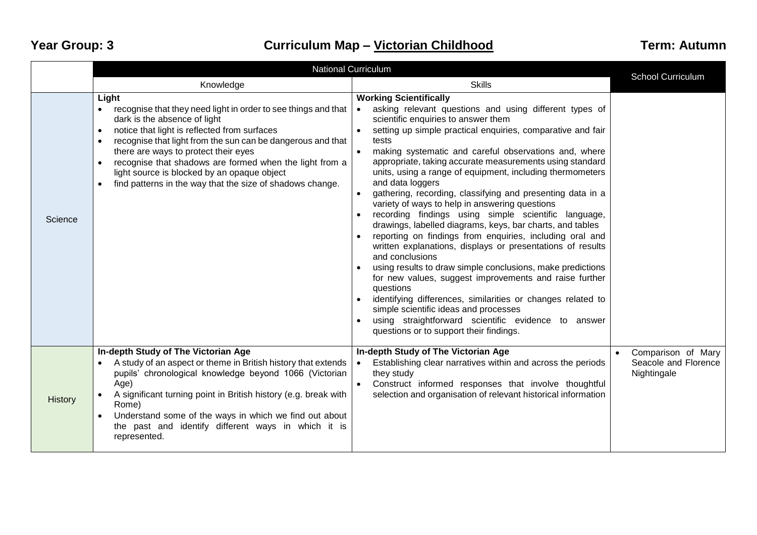**Year Group: 3** | **Curriculum Map – Victorian Childhood** | **Term: Autumn**

| | National Curriculum | | School Curriculum |
|---|---|---|---|
| | Knowledge | Skills | |
| Science | **Light**<br>• recognise that they need light in order to see things and that dark is the absence of light<br>• notice that light is reflected from surfaces<br>• recognise that light from the sun can be dangerous and that there are ways to protect their eyes<br>• recognise that shadows are formed when the light from a light source is blocked by an opaque object<br>• find patterns in the way that the size of shadows change. | **Working Scientifically**<br>• asking relevant questions and using different types of scientific enquiries to answer them<br>• setting up simple practical enquiries, comparative and fair tests<br>• making systematic and careful observations and, where appropriate, taking accurate measurements using standard units, using a range of equipment, including thermometers and data loggers<br>• gathering, recording, classifying and presenting data in a variety of ways to help in answering questions<br>• recording findings using simple scientific language, drawings, labelled diagrams, keys, bar charts, and tables<br>• reporting on findings from enquiries, including oral and written explanations, displays or presentations of results and conclusions<br>• using results to draw simple conclusions, make predictions for new values, suggest improvements and raise further questions<br>• identifying differences, similarities or changes related to simple scientific ideas and processes<br>• using straightforward scientific evidence to answer questions or to support their findings. | |
| History | **In-depth Study of The Victorian Age**<br>• A study of an aspect or theme in British history that extends pupils' chronological knowledge beyond 1066 (Victorian Age)<br>• A significant turning point in British history (e.g. break with Rome)<br>• Understand some of the ways in which we find out about the past and identify different ways in which it is represented. | **In-depth Study of The Victorian Age**<br>• Establishing clear narratives within and across the periods they study<br>• Construct informed responses that involve thoughtful selection and organisation of relevant historical information | • Comparison of Mary Seacole and Florence Nightingale |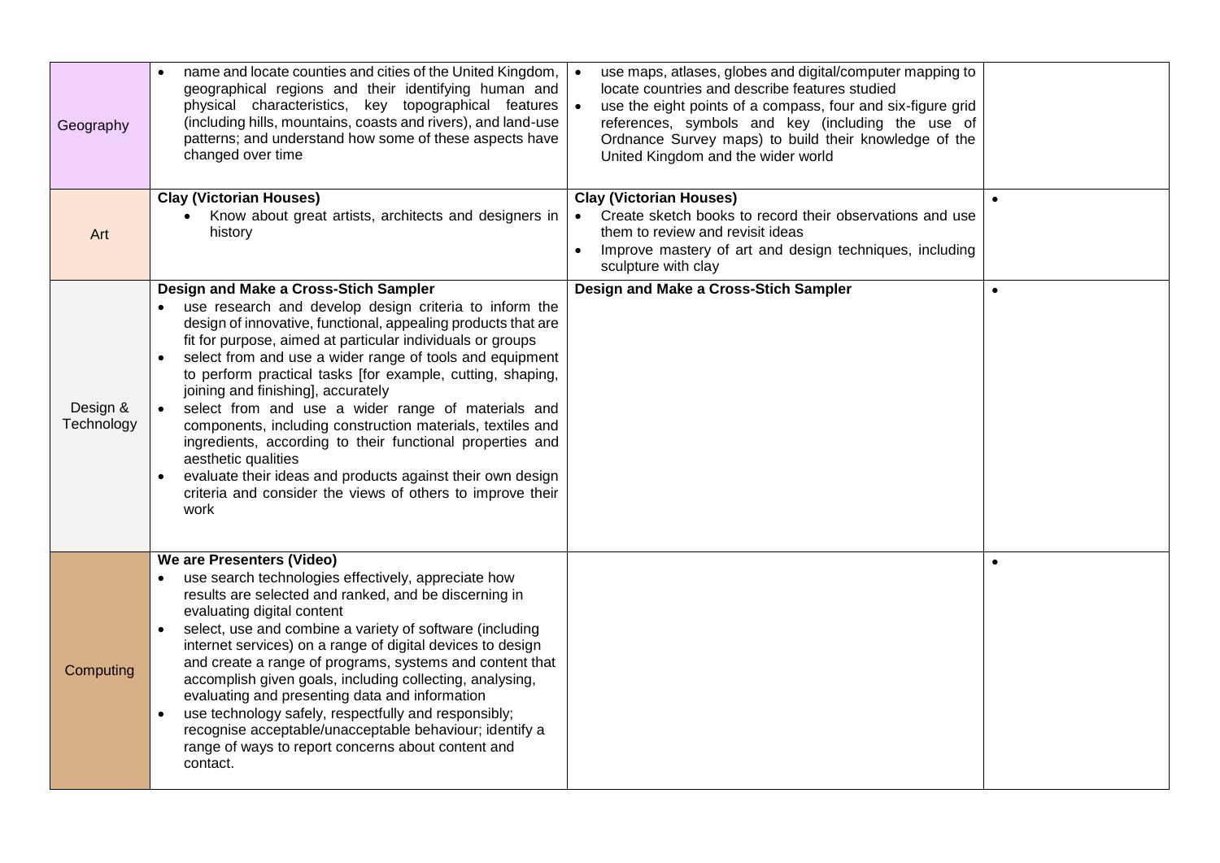| | | | |
|---|---|---|---|
| Geography | • name and locate counties and cities of the United Kingdom, geographical regions and their identifying human and physical characteristics, key topographical features (including hills, mountains, coasts and rivers), and land-use patterns; and understand how some of these aspects have changed over time | • use maps, atlases, globes and digital/computer mapping to locate countries and describe features studied<br>• use the eight points of a compass, four and six-figure grid references, symbols and key (including the use of Ordnance Survey maps) to build their knowledge of the United Kingdom and the wider world | |
| Art | **Clay (Victorian Houses)**<br>• Know about great artists, architects and designers in history | **Clay (Victorian Houses)**<br>• Create sketch books to record their observations and use them to review and revisit ideas<br>• Improve mastery of art and design techniques, including sculpture with clay | • |
| Design & Technology | **Design and Make a Cross-Stich Sampler**<br>• use research and develop design criteria to inform the design of innovative, functional, appealing products that are fit for purpose, aimed at particular individuals or groups<br>• select from and use a wider range of tools and equipment to perform practical tasks [for example, cutting, shaping, joining and finishing], accurately<br>• select from and use a wider range of materials and components, including construction materials, textiles and ingredients, according to their functional properties and aesthetic qualities<br>• evaluate their ideas and products against their own design criteria and consider the views of others to improve their work | **Design and Make a Cross-Stich Sampler** | • |
| Computing | **We are Presenters (Video)**<br>• use search technologies effectively, appreciate how results are selected and ranked, and be discerning in evaluating digital content<br>• select, use and combine a variety of software (including internet services) on a range of digital devices to design and create a range of programs, systems and content that accomplish given goals, including collecting, analysing, evaluating and presenting data and information<br>• use technology safely, respectfully and responsibly; recognise acceptable/unacceptable behaviour; identify a range of ways to report concerns about content and contact. | | • |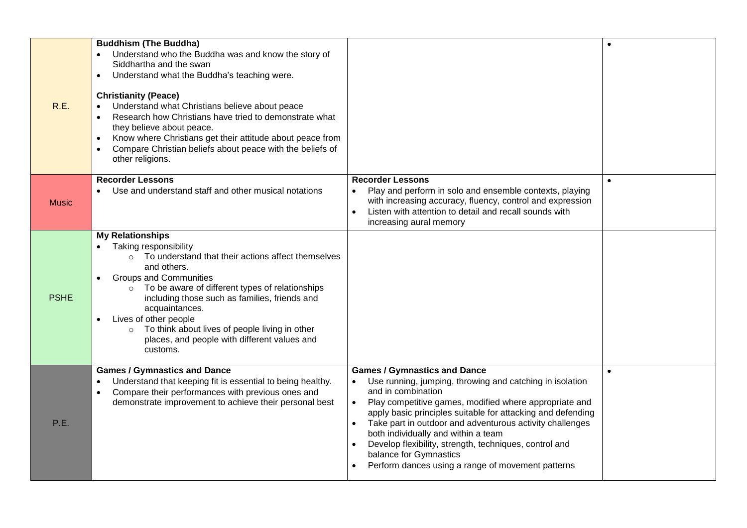| | | | |
|---|---|---|---|
| R.E. | **Buddhism (The Buddha)**<br>• Understand who the Buddha was and know the story of Siddhartha and the swan<br>• Understand what the Buddha's teaching were.<br><br>**Christianity (Peace)**<br>• Understand what Christians believe about peace<br>• Research how Christians have tried to demonstrate what they believe about peace.<br>• Know where Christians get their attitude about peace from<br>• Compare Christian beliefs about peace with the beliefs of other religions. | | • |
| Music | **Recorder Lessons**<br>• Use and understand staff and other musical notations | **Recorder Lessons**<br>• Play and perform in solo and ensemble contexts, playing with increasing accuracy, fluency, control and expression<br>• Listen with attention to detail and recall sounds with increasing aural memory | • |
| PSHE | **My Relationships**<br>• Taking responsibility<br>&nbsp;&nbsp;&nbsp;&nbsp;○ To understand that their actions affect themselves and others.<br>• Groups and Communities<br>&nbsp;&nbsp;&nbsp;&nbsp;○ To be aware of different types of relationships including those such as families, friends and acquaintances.<br>• Lives of other people<br>&nbsp;&nbsp;&nbsp;&nbsp;○ To think about lives of people living in other places, and people with different values and customs. | | |
| P.E. | **Games / Gymnastics and Dance**<br>• Understand that keeping fit is essential to being healthy.<br>• Compare their performances with previous ones and demonstrate improvement to achieve their personal best | **Games / Gymnastics and Dance**<br>• Use running, jumping, throwing and catching in isolation and in combination<br>• Play competitive games, modified where appropriate and apply basic principles suitable for attacking and defending<br>• Take part in outdoor and adventurous activity challenges both individually and within a team<br>• Develop flexibility, strength, techniques, control and balance for Gymnastics<br>• Perform dances using a range of movement patterns | • |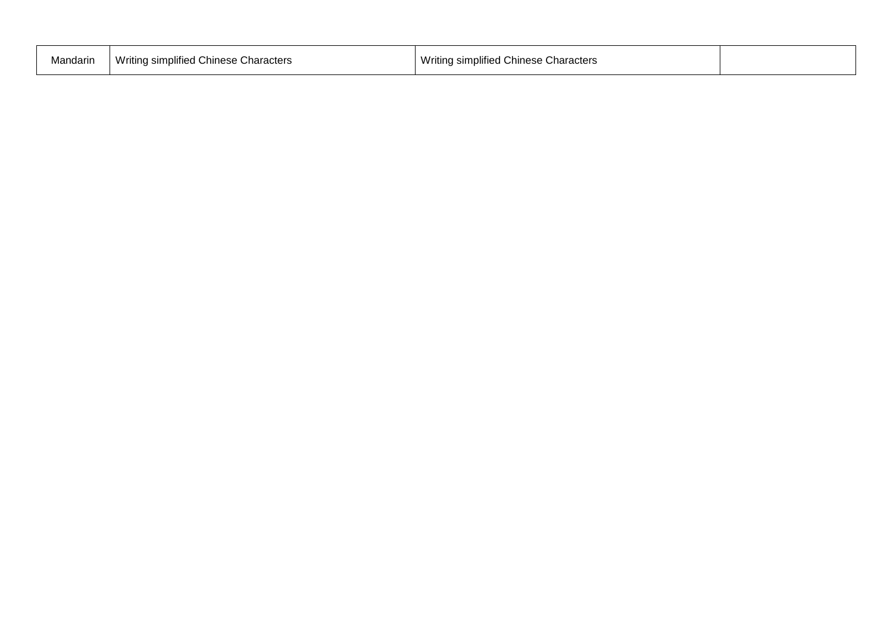| | | | |
|---|---|---|---|
| Mandarin | Writing simplified Chinese Characters | Writing simplified Chinese Characters | |